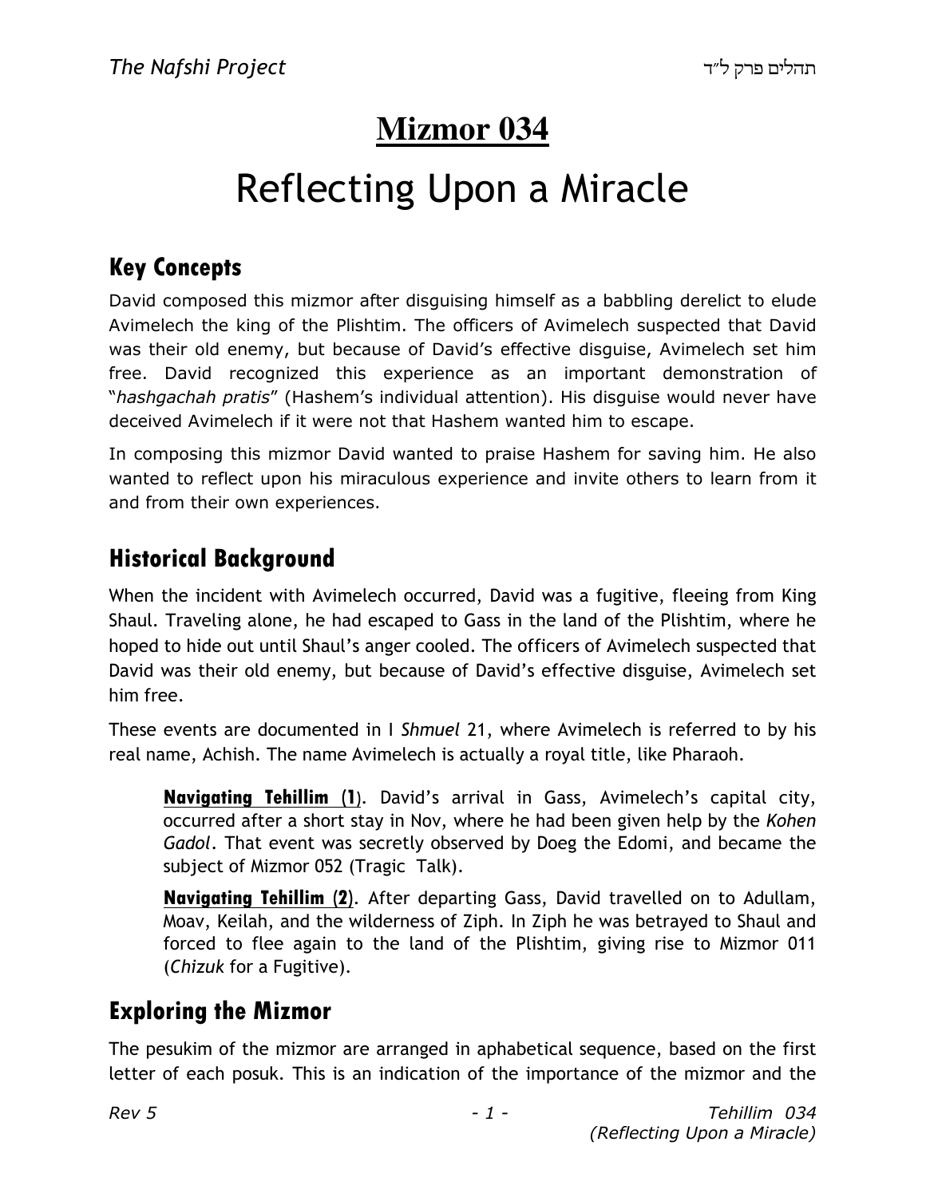# Mizmor 034

# Reflecting Upon a Miracle

## Key Concepts

David composed this mizmor after disguising himself as a babbling derelict to elude Avimelech the king of the Plishtim. The officers of Avimelech suspected that David was their old enemy, but because of David's effective disguise, Avimelech set him free. David recognized this experience as an important demonstration of "*hashgachah pratis*" (Hashem's individual attention). His disguise would never have deceived Avimelech if it were not that Hashem wanted him to escape.

In composing this mizmor David wanted to praise Hashem for saving him. He also wanted to reflect upon his miraculous experience and invite others to learn from it and from their own experiences.

## Historical Background

When the incident with Avimelech occurred, David was a fugitive, fleeing from King Shaul. Traveling alone, he had escaped to Gass in the land of the Plishtim, where he hoped to hide out until Shaul's anger cooled. The officers of Avimelech suspected that David was their old enemy, but because of David's effective disguise, Avimelech set him free.

These events are documented in I *Shmuel* 21, where Avimelech is referred to by his real name, Achish. The name Avimelech is actually a royal title, like Pharaoh.

> **Navigating Tehillim (1)**. David's arrival in Gass, Avimelech's capital city, occurred after a short stay in Nov, where he had been given help by the *Kohen Gadol*. That event was secretly observed by Doeg the Edomi, and became the subject of Mizmor 052 (Tragic Talk).
>
> **Navigating Tehillim (2)**. After departing Gass, David travelled on to Adullam, Moav, Keilah, and the wilderness of Ziph. In Ziph he was betrayed to Shaul and forced to flee again to the land of the Plishtim, giving rise to Mizmor 011 (*Chizuk* for a Fugitive).

## Exploring the Mizmor

The pesukim of the mizmor are arranged in aphabetical sequence, based on the first letter of each posuk. This is an indication of the importance of the mizmor and the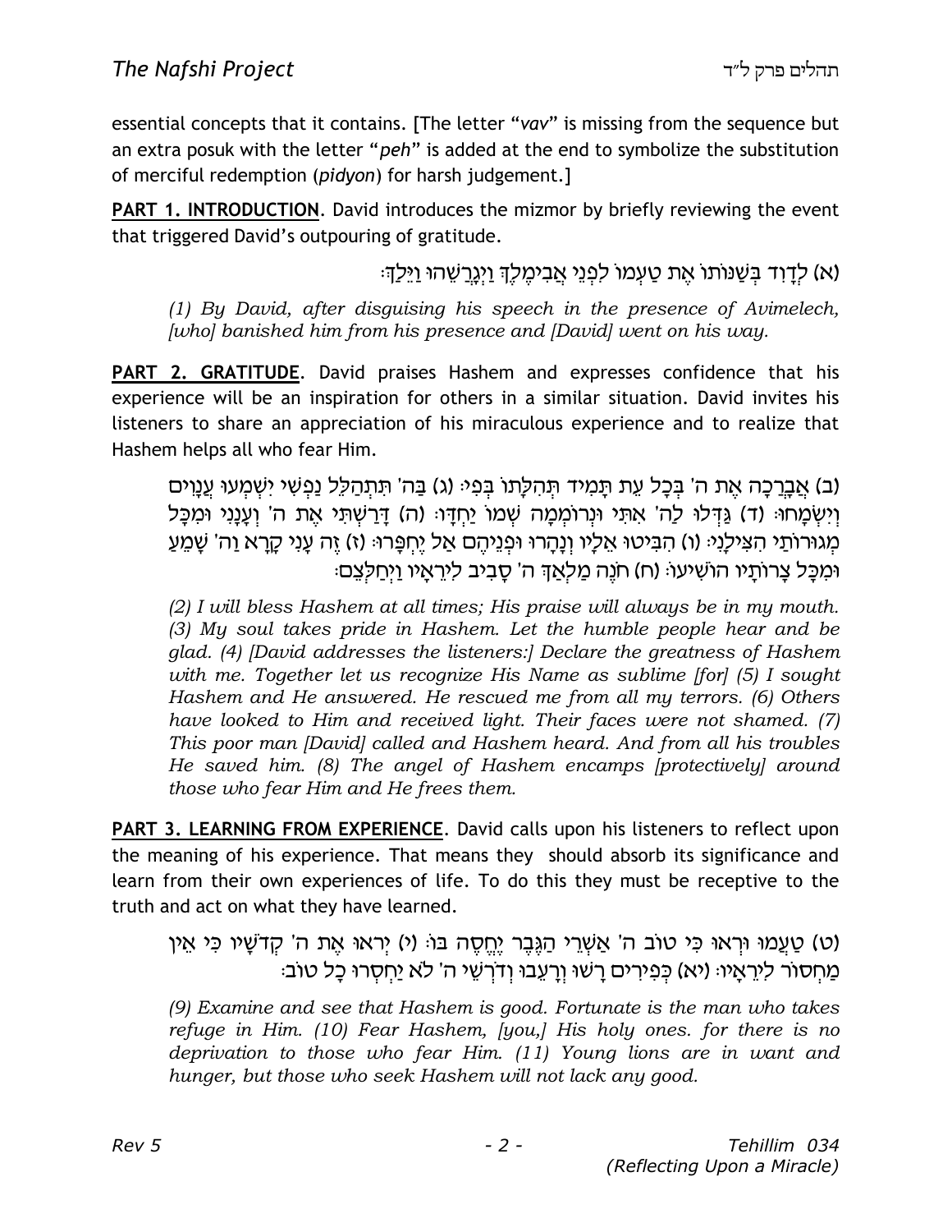essential concepts that it contains. [The letter "*vav*" is missing from the sequence but an extra posuk with the letter "*peh*" is added at the end to symbolize the substitution of merciful redemption (*pidyon*) for harsh judgement.]

**PART 1. INTRODUCTION**. David introduces the mizmor by briefly reviewing the event that triggered David's outpouring of gratitude.

(א) לְדָוִד בְּשַׁנּוֹתוֹ אֶת טַעְמוֹ לִפְנֵי אֲבִימֶלֶךְ וַיְגָרְשֵׁהוּ וַיֵּלַךְ׃

*(1) By David, after disguising his speech in the presence of Avimelech, [who] banished him from his presence and [David] went on his way.*

**PART 2. GRATITUDE**. David praises Hashem and expresses confidence that his experience will be an inspiration for others in a similar situation. David invites his listeners to share an appreciation of his miraculous experience and to realize that Hashem helps all who fear Him.

(ב) אֲבָרֲכָה אֶת ה' בְּכָל עֵת תָּמִיד תְּהִלָּתוֹ בְּפִי׃ (ג) בַּה' תִּתְהַלֵּל נַפְשִׁי יִשְׁמְעוּ עֲנָוִים וְיִשְׂמָחוּ׃ (ד) גַּדְּלוּ לַה' אִתִּי וּנְרוֹמְמָה שְׁמוֹ יַחְדָּו׃ (ה) דָּרַשְׁתִּי אֶת ה' וְעָנָנִי וּמִכָּל מְגוּרוֹתַי הִצִּילָנִי׃ (ו) הִבִּיטוּ אֵלָיו וְנָהָרוּ וּפְנֵיהֶם אַל יֶחְפָּרוּ׃ (ז) זֶה עָנִי קָרָא וַה' שָׁמֵעַ וּמִכָּל צָרוֹתָיו הוֹשִׁיעוֹ׃ (ח) חֹנֶה מַלְאַךְ ה' סָבִיב לִירֵאָיו וַיְחַלְּצֵם׃

*(2) I will bless Hashem at all times; His praise will always be in my mouth. (3) My soul takes pride in Hashem. Let the humble people hear and be glad. (4) [David addresses the listeners:] Declare the greatness of Hashem with me. Together let us recognize His Name as sublime [for] (5) I sought Hashem and He answered. He rescued me from all my terrors. (6) Others have looked to Him and received light. Their faces were not shamed. (7) This poor man [David] called and Hashem heard. And from all his troubles He saved him. (8) The angel of Hashem encamps [protectively] around those who fear Him and He frees them.*

**PART 3. LEARNING FROM EXPERIENCE**. David calls upon his listeners to reflect upon the meaning of his experience. That means they should absorb its significance and learn from their own experiences of life. To do this they must be receptive to the truth and act on what they have learned.

(ט) טַעֲמוּ וּרְאוּ כִּי טוֹב ה' אַשְׁרֵי הַגֶּבֶר יֶחֱסֶה בּוֹ׃ (י) יְראוּ אֶת ה' קְדֹשָׁיו כִּי אֵין מַחְסוֹר לִירֵאָיו׃ (יא) כְּפִירִים רָשׁוּ וְרָעֵבוּ וְדֹרְשֵׁי ה' לֹא יַחְסְרוּ כָל טוֹב׃

*(9) Examine and see that Hashem is good. Fortunate is the man who takes refuge in Him. (10) Fear Hashem, [you,] His holy ones. for there is no deprivation to those who fear Him. (11) Young lions are in want and hunger, but those who seek Hashem will not lack any good.*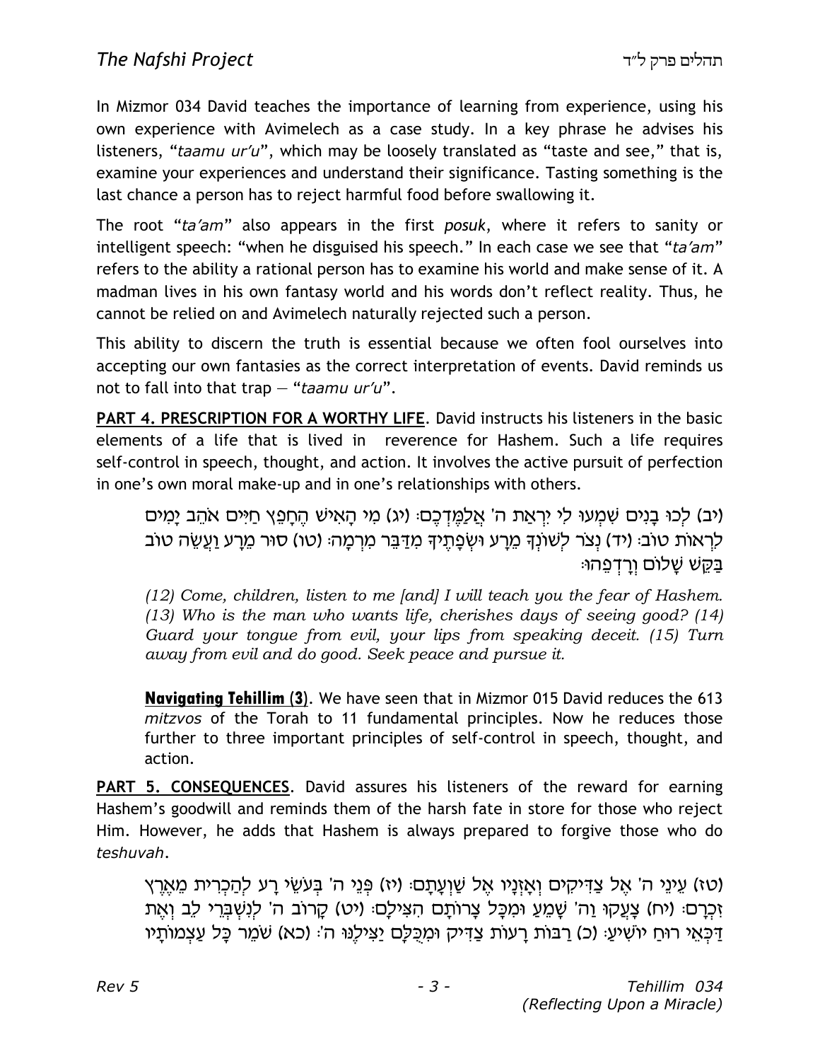In Mizmor 034 David teaches the importance of learning from experience, using his own experience with Avimelech as a case study. In a key phrase he advises his listeners, "*taamu ur'u*", which may be loosely translated as "taste and see," that is, examine your experiences and understand their significance. Tasting something is the last chance a person has to reject harmful food before swallowing it.

The root "*ta'am*" also appears in the first *posuk*, where it refers to sanity or intelligent speech: "when he disguised his speech." In each case we see that "*ta'am*" refers to the ability a rational person has to examine his world and make sense of it. A madman lives in his own fantasy world and his words don't reflect reality. Thus, he cannot be relied on and Avimelech naturally rejected such a person.

This ability to discern the truth is essential because we often fool ourselves into accepting our own fantasies as the correct interpretation of events. David reminds us not to fall into that trap — "*taamu ur'u*".

**PART 4. PRESCRIPTION FOR A WORTHY LIFE**. David instructs his listeners in the basic elements of a life that is lived in reverence for Hashem. Such a life requires self-control in speech, thought, and action. It involves the active pursuit of perfection in one's own moral make-up and in one's relationships with others.

(יב) לְכוּ בָנִים שִׁמְעוּ לִי יִרְאַת ה' אֲלַמֶּדְכֶם: (יג) מִי הָאִישׁ הֶחָפֵץ חַיִּים אֹהֵב יָמִים לִרְאוֹת טוֹב: (יד) נְצֹר לְשׁוֹנְךָ מֵרָע וּשְׂפָתֶיךָ מִדַּבֵּר מִרְמָה: (טו) סוּר מֵרָע וַעֲשֵׂה טוֹב בַּקֵּשׁ שָׁלוֹם וְרָדְפֵהוּ:

*(12) Come, children, listen to me [and] I will teach you the fear of Hashem. (13) Who is the man who wants life, cherishes days of seeing good? (14) Guard your tongue from evil, your lips from speaking deceit. (15) Turn away from evil and do good. Seek peace and pursue it.*

**Navigating Tehillim (3)**. We have seen that in Mizmor 015 David reduces the 613 *mitzvos* of the Torah to 11 fundamental principles. Now he reduces those further to three important principles of self-control in speech, thought, and action.

**PART 5. CONSEQUENCES**. David assures his listeners of the reward for earning Hashem's goodwill and reminds them of the harsh fate in store for those who reject Him. However, he adds that Hashem is always prepared to forgive those who do *teshuvah*.

(טז) עֵינֵי ה' אֶל צַדִּיקִים וְאָזְנָיו אֶל שַׁוְעָתָם: (יז) פְּנֵי ה' בְּעֹשֵׂי רָע לְהַכְרִית מֵאֶרֶץ זִכְרָם: (יח) צָעֲקוּ וַה' שָׁמֵעַ וּמִכָּל צָרוֹתָם הִצִּילָם: (יט) קָרוֹב ה' לְנִשְׁבְּרֵי לֵב וְאֶת דַּכְּאֵי רוּחַ יוֹשִׁיעַ: (כ) רַבּוֹת רָעוֹת צַדִּיק וּמִכֻּלָּם יַצִּילֶנּוּ ה': (כא) שֹׁמֵר כָּל עַצְמוֹתָיו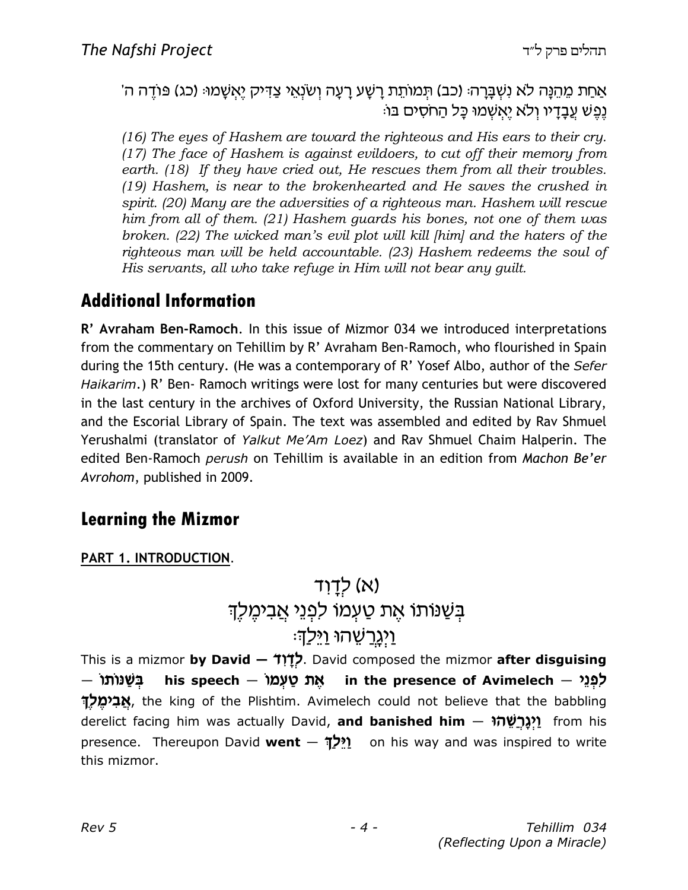אַחַת מֵהֵנָּה לֹא נִשְׁבָּרָה׃ (כב) תְּמוֹתֵת רָשָׁע רָעָה וְשֹׂנְאֵי צַדִּיק יֶאְשָׁמוּ׃ (כג) פּוֹדֶה ה' נֶפֶשׁ עֲבָדָיו וְלֹא יֶאְשְׁמוּ כָּל הַחֹסִים בּוֹ׃

*(16) The eyes of Hashem are toward the righteous and His ears to their cry. (17) The face of Hashem is against evildoers, to cut off their memory from earth. (18) If they have cried out, He rescues them from all their troubles. (19) Hashem, is near to the brokenhearted and He saves the crushed in spirit. (20) Many are the adversities of a righteous man. Hashem will rescue him from all of them. (21) Hashem guards his bones, not one of them was broken. (22) The wicked man's evil plot will kill [him] and the haters of the righteous man will be held accountable. (23) Hashem redeems the soul of His servants, all who take refuge in Him will not bear any guilt.*

## Additional Information

**R' Avraham Ben-Ramoch**. In this issue of Mizmor 034 we introduced interpretations from the commentary on Tehillim by R' Avraham Ben-Ramoch, who flourished in Spain during the 15th century. (He was a contemporary of R' Yosef Albo, author of the *Sefer Haikarim*.) R' Ben- Ramoch writings were lost for many centuries but were discovered in the last century in the archives of Oxford University, the Russian National Library, and the Escorial Library of Spain. The text was assembled and edited by Rav Shmuel Yerushalmi (translator of *Yalkut Me'Am Loez*) and Rav Shmuel Chaim Halperin. The edited Ben-Ramoch *perush* on Tehillim is available in an edition from *Machon Be'er Avrohom*, published in 2009.

## Learning the Mizmor

**PART 1. INTRODUCTION**.

(א) לְדָוִד
בְּשַׁנּוֹתוֹ אֶת טַעְמוֹ לִפְנֵי אֲבִימֶלֶךְ
וַיְגָרְשֵׁהוּ וַיֵּלַךְ׃

This is a mizmor **by David — לְדָוִד**. David composed the mizmor **after disguising — בְּשַׁנּוֹתוֹ his speech — אֶת טַעְמוֹ in the presence of Avimelech — לִפְנֵי אֲבִימֶלֶךְ**, the king of the Plishtim. Avimelech could not believe that the babbling derelict facing him was actually David, **and banished him — וַיְגָרְשֵׁהוּ** from his presence. Thereupon David **went — וַיֵּלַךְ** on his way and was inspired to write this mizmor.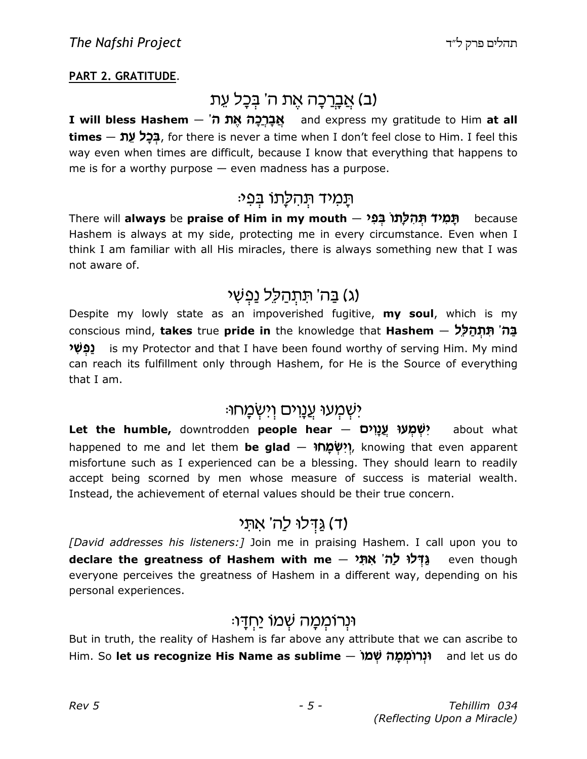**PART 2. GRATITUDE**.

## (ב) אֲבָרְכָה אֶת ה' בְּכָל עֵת

**I will bless Hashem** — **אֲבָרְכָה אֶת ה'** and express my gratitude to Him **at all times** — **בְּכָל עֵת**, for there is never a time when I don't feel close to Him. I feel this way even when times are difficult, because I know that everything that happens to me is for a worthy purpose — even madness has a purpose.

## תָּמִיד תְּהִלָּתוֹ בְּפִי׃

There will **always** be **praise of Him in my mouth** — **תָּמִיד תְּהִלָּתוֹ בְּפִי** because Hashem is always at my side, protecting me in every circumstance. Even when I think I am familiar with all His miracles, there is always something new that I was not aware of.

## (ג) בַּה' תִּתְהַלֵּל נַפְשִׁי

Despite my lowly state as an impoverished fugitive, **my soul**, which is my conscious mind, **takes** true **pride in** the knowledge that **Hashem** — **בַּה' תִּתְהַלֵּל נַפְשִׁי** is my Protector and that I have been found worthy of serving Him. My mind can reach its fulfillment only through Hashem, for He is the Source of everything that I am.

## יִשְׁמְעוּ עֲנָוִים וְיִשְׂמָחוּ׃

**Let the humble,** downtrodden **people hear** — **יִשְׁמְעוּ עֲנָוִים** about what happened to me and let them **be glad** — **וְיִשְׂמָחוּ**, knowing that even apparent misfortune such as I experienced can be a blessing. They should learn to readily accept being scorned by men whose measure of success is material wealth. Instead, the achievement of eternal values should be their true concern.

## (ד) גַּדְּלוּ לַה' אִתִּי

*[David addresses his listeners:]* Join me in praising Hashem. I call upon you to **declare the greatness of Hashem with me** — **גַּדְּלוּ לַה' אִתִּי** even though everyone perceives the greatness of Hashem in a different way, depending on his personal experiences.

## וּנְרוֹמְמָה שְׁמוֹ יַחְדָּו׃

But in truth, the reality of Hashem is far above any attribute that we can ascribe to Him. So **let us recognize His Name as sublime** — **וּנְרוֹמְמָה שְׁמוֹ** and let us do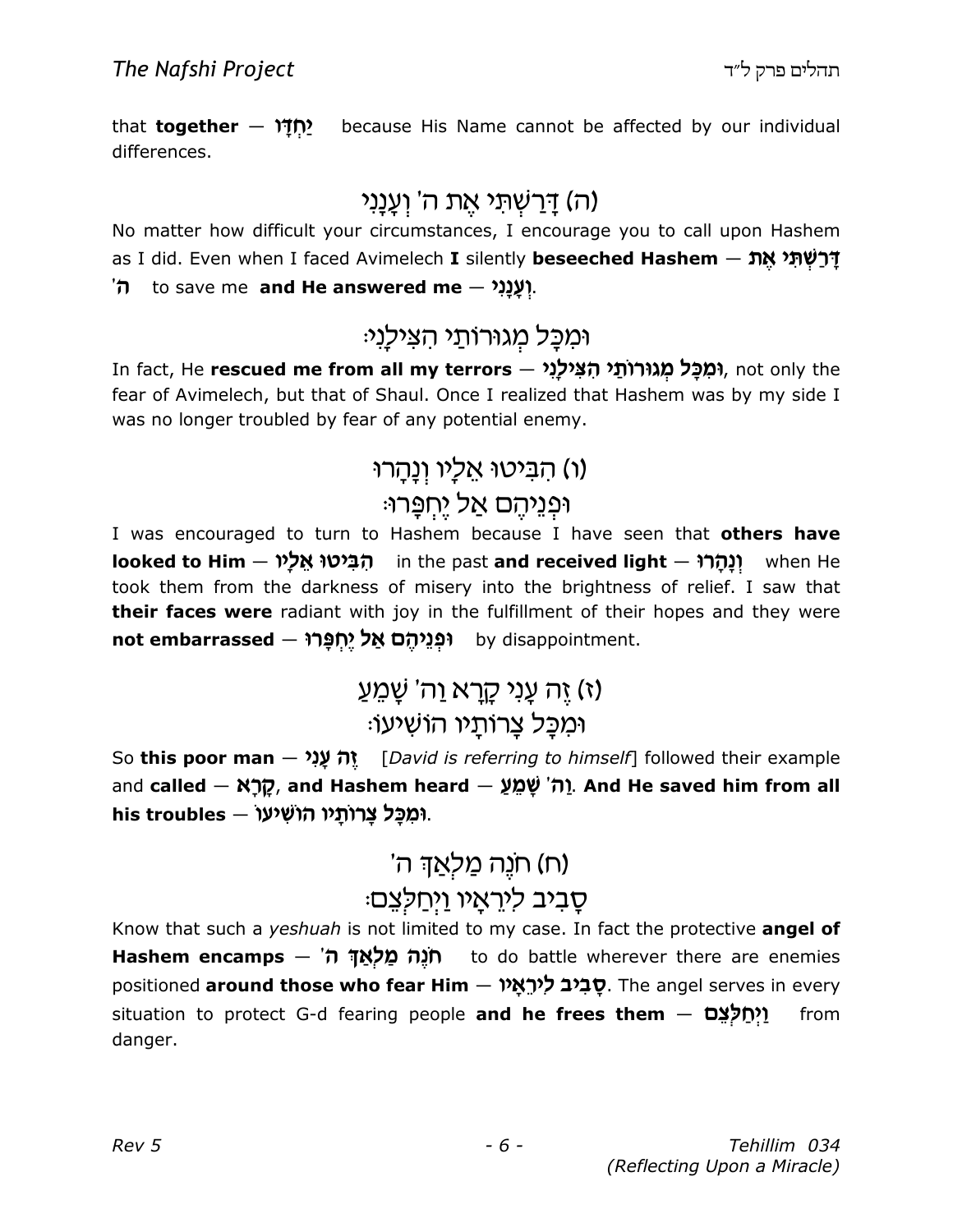that **together** — **יַחְדָּו** because His Name cannot be affected by our individual differences.

## (ה) דָּרַשְׁתִּי אֶת ה' וְעָנָנִי

No matter how difficult your circumstances, I encourage you to call upon Hashem as I did. Even when I faced Avimelech **I** silently **beseeched Hashem** — **דָּרַשְׁתִּי אֶת ה'** to save me **and He answered me** — **וְעָנָנִי**.

## וּמִכָּל מְגוּרוֹתַי הִצִּילָנִי׃

In fact, He **rescued me from all my terrors** — **וּמִכָּל מְגוּרוֹתַי הִצִּילָנִי**, not only the fear of Avimelech, but that of Shaul. Once I realized that Hashem was by my side I was no longer troubled by fear of any potential enemy.

## (ו) הִבִּיטוּ אֵלָיו וְנָהָרוּ
## וּפְנֵיהֶם אַל יֶחְפָּרוּ׃

I was encouraged to turn to Hashem because I have seen that **others have looked to Him** — **הִבִּיטוּ אֵלָיו** in the past **and received light** — **וְנָהָרוּ** when He took them from the darkness of misery into the brightness of relief. I saw that **their faces were** radiant with joy in the fulfillment of their hopes and they were **not embarrassed** — **וּפְנֵיהֶם אַל יֶחְפָּרוּ** by disappointment.

## (ז) זֶה עָנִי קָרָא וַה' שָׁמֵעַ
## וּמִכָּל צָרוֹתָיו הוֹשִׁיעוֹ׃

So **this poor man** — **זֶה עָנִי** [*David is referring to himself*] followed their example and **called** — **קָרָא**, **and Hashem heard** — **וַה' שָׁמֵעַ**. **And He saved him from all his troubles** — **וּמִכָּל צָרוֹתָיו הוֹשִׁיעוֹ**.

## (ח) חֹנֶה מַלְאַךְ ה'
## סָבִיב לִירֵאָיו וַיְחַלְּצֵם׃

Know that such a *yeshuah* is not limited to my case. In fact the protective **angel of Hashem encamps** — **חֹנֶה מַלְאַךְ ה'** to do battle wherever there are enemies positioned **around those who fear Him** — **סָבִיב לִירֵאָיו**. The angel serves in every situation to protect G-d fearing people **and he frees them** — **וַיְחַלְּצֵם** from danger.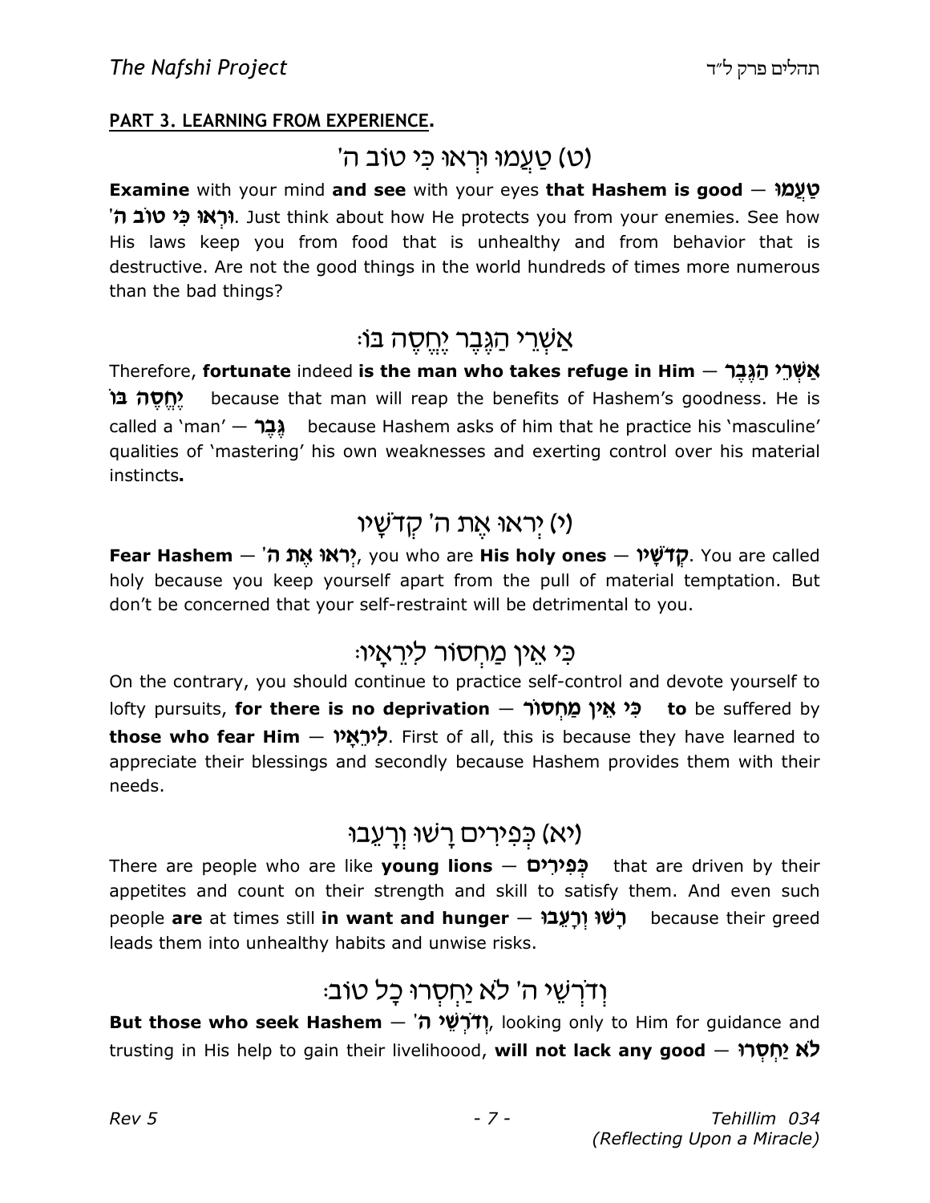**PART 3. LEARNING FROM EXPERIENCE.**

## (ט) טַעֲמוּ וּרְאוּ כִּי טוֹב ה'

**Examine** with your mind **and see** with your eyes **that Hashem is good** — **טַעֲמוּ וּרְאוּ כִּי טוֹב ה'**. Just think about how He protects you from your enemies. See how His laws keep you from food that is unhealthy and from behavior that is destructive. Are not the good things in the world hundreds of times more numerous than the bad things?

## אַשְׁרֵי הַגֶּבֶר יֶחֱסֶה בּוֹ׃

Therefore, **fortunate** indeed **is the man who takes refuge in Him** — **אַשְׁרֵי הַגֶּבֶר יֶחֱסֶה בּוֹ** because that man will reap the benefits of Hashem's goodness. He is called a 'man' — **גֶּבֶר** because Hashem asks of him that he practice his 'masculine' qualities of 'mastering' his own weaknesses and exerting control over his material instincts**.**

## (י) יְראוּ אֶת ה' קְדֹשָׁיו

**Fear Hashem** — **יְראוּ אֶת ה'**, you who are **His holy ones** — **קְדֹשָׁיו**. You are called holy because you keep yourself apart from the pull of material temptation. But don't be concerned that your self-restraint will be detrimental to you.

## כִּי אֵין מַחְסוֹר לִירֵאָיו׃

On the contrary, you should continue to practice self-control and devote yourself to lofty pursuits, **for there is no deprivation** — **כִּי אֵין מַחְסוֹר** **to** be suffered by **those who fear Him** — **לִירֵאָיו**. First of all, this is because they have learned to appreciate their blessings and secondly because Hashem provides them with their needs.

## (יא) כְּפִירִים רָשׁוּ וְרָעֵבוּ

There are people who are like **young lions** — **כְּפִירִים** that are driven by their appetites and count on their strength and skill to satisfy them. And even such people **are** at times still **in want and hunger** — **רָשׁוּ וְרָעֵבוּ** because their greed leads them into unhealthy habits and unwise risks.

## וְדֹרְשֵׁי ה' לֹא יַחְסְרוּ כָל טוֹב׃

**But those who seek Hashem** — **וְדֹרְשֵׁי ה'**, looking only to Him for guidance and trusting in His help to gain their livelihoood, **will not lack any good** — **לֹא יַחְסְרוּ**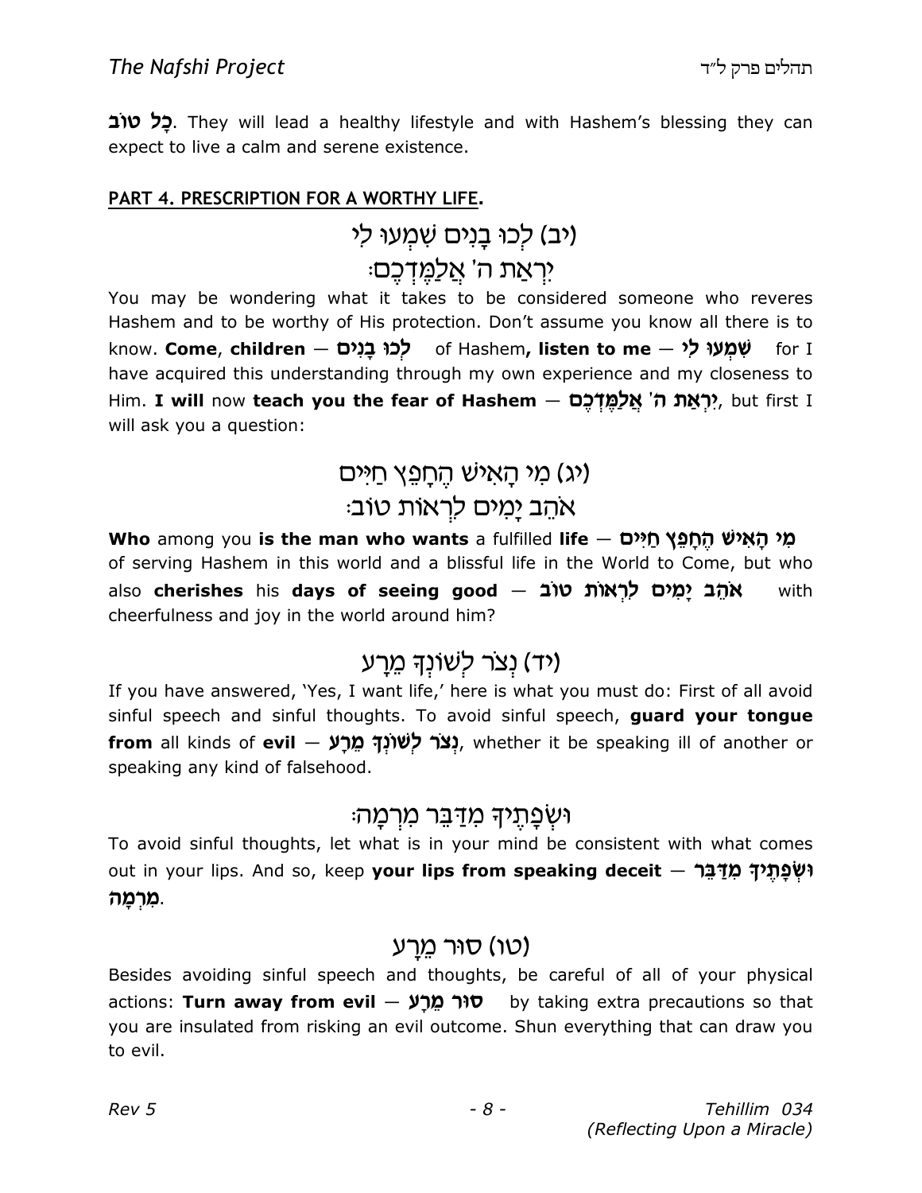**כָּל טוֹב**. They will lead a healthy lifestyle and with Hashem's blessing they can expect to live a calm and serene existence.

**PART 4. PRESCRIPTION FOR A WORTHY LIFE.**

(יב) לְכוּ בָנִים שִׁמְעוּ לִי
יִרְאַת ה' אֲלַמֶּדְכֶם׃

You may be wondering what it takes to be considered someone who reveres Hashem and to be worthy of His protection. Don't assume you know all there is to know. **Come**, **children** — **לְכוּ בָנִים** of Hashem**, listen to me** — **שִׁמְעוּ לִי** for I have acquired this understanding through my own experience and my closeness to Him. **I will** now **teach you the fear of Hashem** — **יִרְאַת ה' אֲלַמֶּדְכֶם**, but first I will ask you a question:

(יג) מִי הָאִישׁ הֶחָפֵץ חַיִּים
אֹהֵב יָמִים לִרְאוֹת טוֹב׃

**Who** among you **is the man who wants** a fulfilled **life** — **מִי הָאִישׁ הֶחָפֵץ חַיִּים** of serving Hashem in this world and a blissful life in the World to Come, but who also **cherishes** his **days of seeing good** — **אֹהֵב יָמִים לִרְאוֹת טוֹב** with cheerfulness and joy in the world around him?

(יד) נְצֹר לְשׁוֹנְךָ מֵרָע

If you have answered, 'Yes, I want life,' here is what you must do: First of all avoid sinful speech and sinful thoughts. To avoid sinful speech, **guard your tongue from** all kinds of **evil** — **נְצֹר לְשׁוֹנְךָ מֵרָע**, whether it be speaking ill of another or speaking any kind of falsehood.

וּשְׂפָתֶיךָ מִדַּבֵּר מִרְמָה׃

To avoid sinful thoughts, let what is in your mind be consistent with what comes out in your lips. And so, keep **your lips from speaking deceit** — **וּשְׂפָתֶיךָ מִדַּבֵּר מִרְמָה**.

(טו) סוּר מֵרָע

Besides avoiding sinful speech and thoughts, be careful of all of your physical actions: **Turn away from evil** — **סוּר מֵרָע** by taking extra precautions so that you are insulated from risking an evil outcome. Shun everything that can draw you to evil.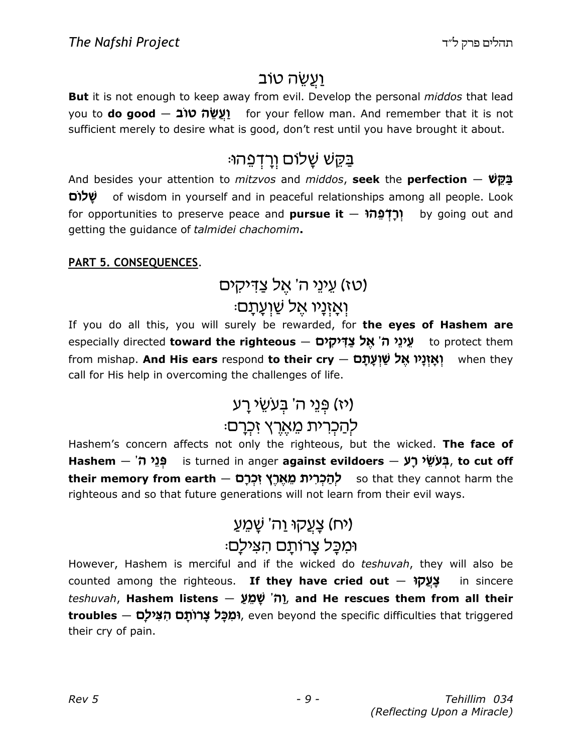# וַעֲשֵׂה טוֹב

**But** it is not enough to keep away from evil. Develop the personal *middos* that lead you to **do good — וַעֲשֵׂה טוֹב** for your fellow man. And remember that it is not sufficient merely to desire what is good, don't rest until you have brought it about.

# בַּקֵּשׁ שָׁלוֹם וְרָדְפֵהוּ׃

And besides your attention to *mitzvos* and *middos*, **seek** the **perfection — בַּקֵּשׁ שָׁלוֹם** of wisdom in yourself and in peaceful relationships among all people. Look for opportunities to preserve peace and **pursue it — וְרָדְפֵהוּ** by going out and getting the guidance of *talmidei chachomim***.**

**PART 5. CONSEQUENCES**.

# (טז) עֵינֵי ה' אֶל צַדִּיקִים וְאָזְנָיו אֶל שַׁוְעָתָם׃

If you do all this, you will surely be rewarded, for **the eyes of Hashem are** especially directed **toward the righteous — עֵינֵי ה' אֶל צַדִּיקִים** to protect them from mishap. **And His ears** respond **to their cry — וְאָזְנָיו אֶל שַׁוְעָתָם** when they call for His help in overcoming the challenges of life.

# (יז) פְּנֵי ה' בְּעֹשֵׂי רָע לְהַכְרִית מֵאֶרֶץ זִכְרָם׃

Hashem's concern affects not only the righteous, but the wicked. **The face of Hashem — פְּנֵי ה'** is turned in anger **against evildoers — בְּעֹשֵׂי רָע**, **to cut off their memory from earth — לְהַכְרִית מֵאֶרֶץ זִכְרָם** so that they cannot harm the righteous and so that future generations will not learn from their evil ways.

# (יח) צָעֲקוּ וַה' שָׁמֵעַ וּמִכָּל צָרוֹתָם הִצִּילָם׃

However, Hashem is merciful and if the wicked do *teshuvah*, they will also be counted among the righteous. **If they have cried out — צָעֲקוּ** in sincere *teshuvah*, **Hashem listens — וַה' שָׁמֵעַ**, **and He rescues them from all their troubles — וּמִכָּל צָרוֹתָם הִצִּילָם**, even beyond the specific difficulties that triggered their cry of pain.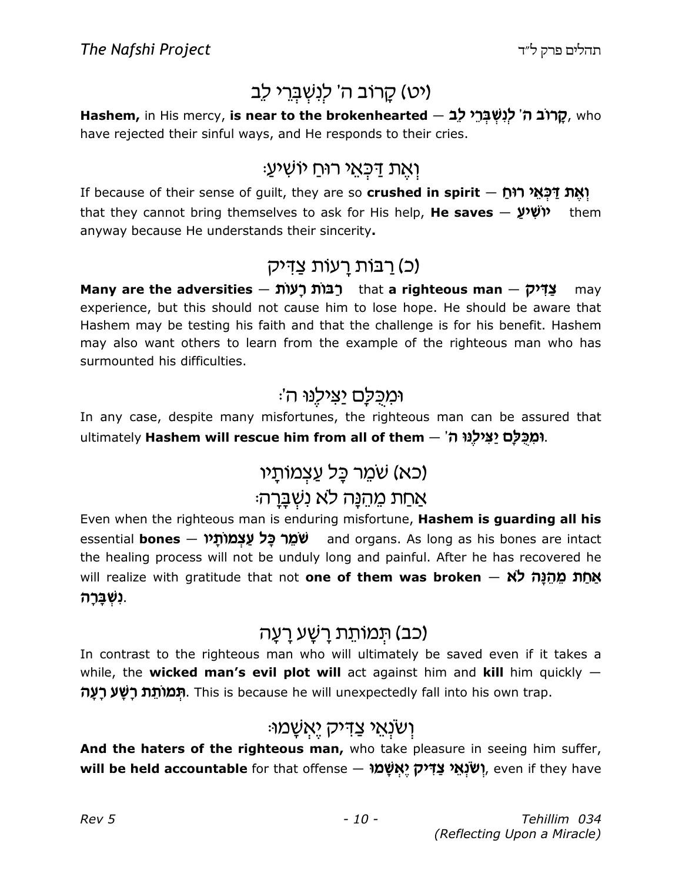## (יט) קָרוֹב ה' לְנִשְׁבְּרֵי לֵב

**Hashem,** in His mercy, **is near to the brokenhearted** — **קָרוֹב ה' לְנִשְׁבְּרֵי לֵב**, who have rejected their sinful ways, and He responds to their cries.

## וְאֶת דַּכְּאֵי רוּחַ יוֹשִׁיעַ׃

If because of their sense of guilt, they are so **crushed in spirit** — **וְאֶת דַּכְּאֵי רוּחַ** that they cannot bring themselves to ask for His help, **He saves** — **יוֹשִׁיעַ** them anyway because He understands their sincerity**.**

## (כ) רַבּוֹת רָעוֹת צַדִּיק

**Many are the adversities** — **רַבּוֹת רָעוֹת** that **a righteous man** — **צַדִּיק** may experience, but this should not cause him to lose hope. He should be aware that Hashem may be testing his faith and that the challenge is for his benefit. Hashem may also want others to learn from the example of the righteous man who has surmounted his difficulties.

## וּמִכֻּלָּם יַצִּילֶנּוּ ה'׃

In any case, despite many misfortunes, the righteous man can be assured that ultimately **Hashem will rescue him from all of them** — **וּמִכֻּלָּם יַצִּילֶנּוּ ה'**.

## (כא) שֹׁמֵר כָּל עַצְמוֹתָיו
## אַחַת מֵהֵנָּה לֹא נִשְׁבָּרָה׃

Even when the righteous man is enduring misfortune, **Hashem is guarding all his** essential **bones** — **שֹׁמֵר כָּל עַצְמוֹתָיו** and organs. As long as his bones are intact the healing process will not be unduly long and painful. After he has recovered he will realize with gratitude that not **one of them was broken** — **אַחַת מֵהֵנָּה לֹא נִשְׁבָּרָה**.

## (כב) תְּמוֹתֵת רָשָׁע רָעָה

In contrast to the righteous man who will ultimately be saved even if it takes a while, the **wicked man's evil plot will** act against him and **kill** him quickly — **תְּמוֹתֵת רָשָׁע רָעָה**. This is because he will unexpectedly fall into his own trap.

## וְשֹׂנְאֵי צַדִּיק יֶאְשָׁמוּ׃

**And the haters of the righteous man,** who take pleasure in seeing him suffer, **will be held accountable** for that offense — **וְשֹׂנְאֵי צַדִּיק יֶאְשָׁמוּ**, even if they have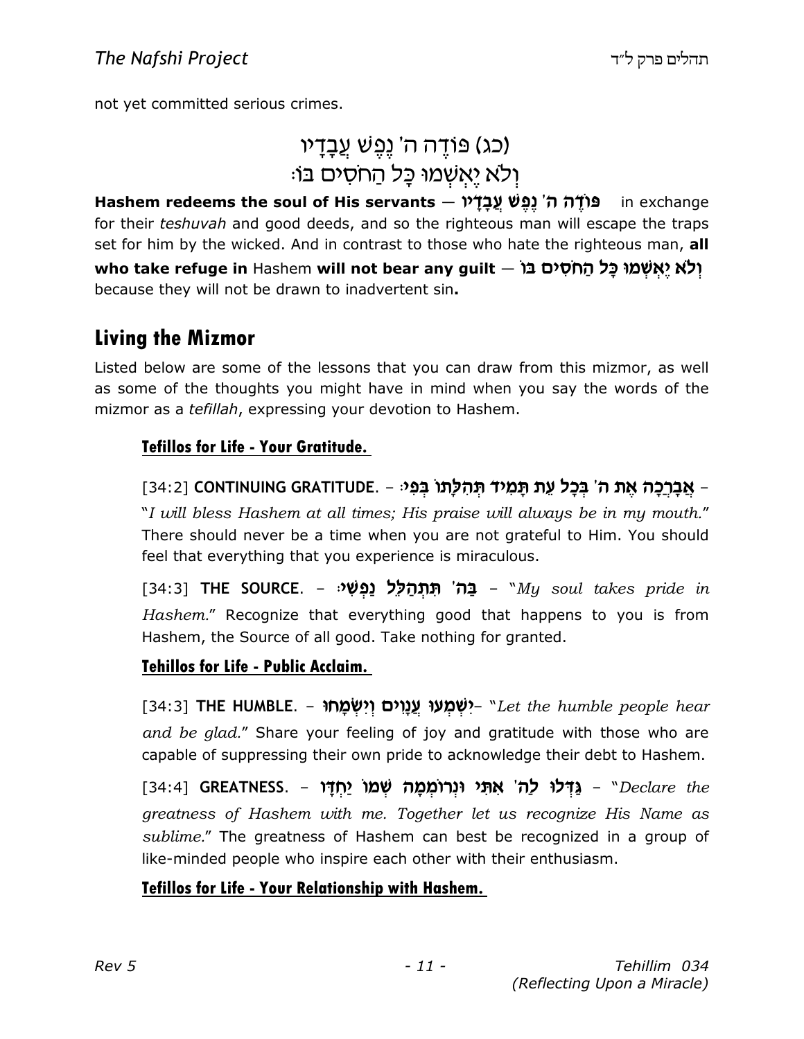not yet committed serious crimes.

(כג) פּוֹדֶה ה' נֶפֶשׁ עֲבָדָיו
וְלֹא יֶאְשְׁמוּ כָּל הַחֹסִים בּוֹ׃

**Hashem redeems the soul of His servants** — **פּוֹדֶה ה' נֶפֶשׁ עֲבָדָיו** in exchange for their *teshuvah* and good deeds, and so the righteous man will escape the traps set for him by the wicked. And in contrast to those who hate the righteous man, **all who take refuge in** Hashem **will not bear any guilt** — **וְלֹא יֶאְשְׁמוּ כָּל הַחֹסִים בּוֹ** because they will not be drawn to inadvertent sin**.**

## Living the Mizmor

Listed below are some of the lessons that you can draw from this mizmor, as well as some of the thoughts you might have in mind when you say the words of the mizmor as a *tefillah*, expressing your devotion to Hashem.

### Tefillos for Life - Your Gratitude.

[34:2] **CONTINUING GRATITUDE.** – **אֲבָרְכָה אֶת ה' בְּכָל עֵת תָּמִיד תְּהִלָּתוֹ בְּפִי׃** – "*I will bless Hashem at all times; His praise will always be in my mouth.*" There should never be a time when you are not grateful to Him. You should feel that everything that you experience is miraculous.

[34:3] **THE SOURCE.** – **בַּה' תִּתְהַלֵּל נַפְשִׁי׃** – "*My soul takes pride in Hashem.*" Recognize that everything good that happens to you is from Hashem, the Source of all good. Take nothing for granted.

### Tehillos for Life - Public Acclaim.

[34:3] **THE HUMBLE.** – **יִשְׁמְעוּ עֲנָוִים וְיִשְׂמָחוּ**– "*Let the humble people hear and be glad.*" Share your feeling of joy and gratitude with those who are capable of suppressing their own pride to acknowledge their debt to Hashem.

[34:4] **GREATNESS.** – **גַּדְּלוּ לַה' אִתִּי וּנְרוֹמְמָה שְׁמוֹ יַחְדָּו** – "*Declare the greatness of Hashem with me. Together let us recognize His Name as sublime.*" The greatness of Hashem can best be recognized in a group of like-minded people who inspire each other with their enthusiasm.

### Tefillos for Life - Your Relationship with Hashem.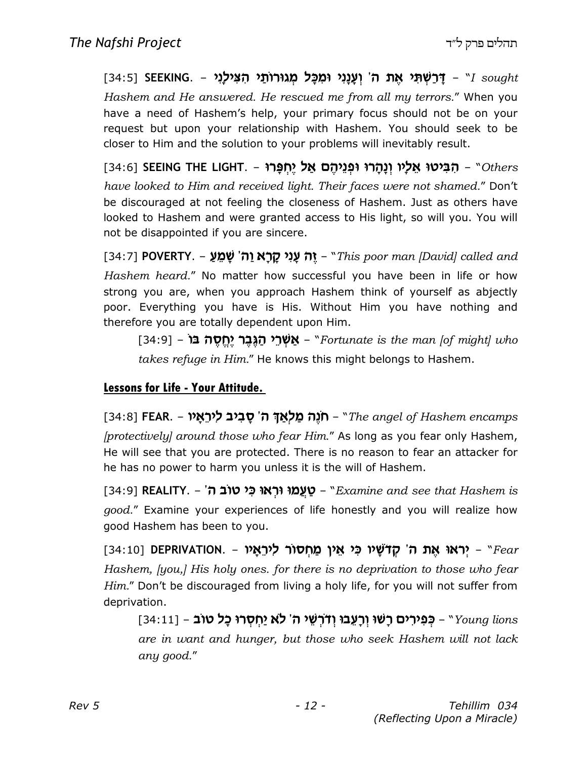[34:5] **SEEKING.** – **דָּרַשְׁתִּי אֶת ה' וְעָנָנִי וּמִכָּל מְגוּרוֹתַי הִצִּילָנִי** – "*I sought Hashem and He answered. He rescued me from all my terrors.*" When you have a need of Hashem's help, your primary focus should not be on your request but upon your relationship with Hashem. You should seek to be closer to Him and the solution to your problems will inevitably result.

[34:6] **SEEING THE LIGHT.** – **הִבִּיטוּ אֵלָיו וְנָהָרוּ וּפְנֵיהֶם אַל יֶחְפָּרוּ** – "*Others have looked to Him and received light. Their faces were not shamed.*" Don't be discouraged at not feeling the closeness of Hashem. Just as others have looked to Hashem and were granted access to His light, so will you. You will not be disappointed if you are sincere.

[34:7] **POVERTY.** – **זֶה עָנִי קָרָא וַה' שָׁמֵעַ** – "*This poor man [David] called and Hashem heard.*" No matter how successful you have been in life or how strong you are, when you approach Hashem think of yourself as abjectly poor. Everything you have is His. Without Him you have nothing and therefore you are totally dependent upon Him.

> [34:9] – **אַשְׁרֵי הַגֶּבֶר יֶחֱסֶה בּוֹ** – "*Fortunate is the man [of might] who takes refuge in Him.*" He knows this might belongs to Hashem.

## Lessons for Life - Your Attitude.

[34:8] **FEAR.** – **חֹנֶה מַלְאַךְ ה' סָבִיב לִירֵאָיו** – "*The angel of Hashem encamps [protectively] around those who fear Him.*" As long as you fear only Hashem, He will see that you are protected. There is no reason to fear an attacker for he has no power to harm you unless it is the will of Hashem.

[34:9] **REALITY.** – **טַעֲמוּ וּרְאוּ כִּי טוֹב ה'** – "*Examine and see that Hashem is good.*" Examine your experiences of life honestly and you will realize how good Hashem has been to you.

[34:10] **DEPRIVATION.** – **יְראוּ אֶת ה' קְדֹשָׁיו כִּי אֵין מַחְסוֹר לִירֵאָיו** – "*Fear Hashem, [you,] His holy ones. for there is no deprivation to those who fear Him.*" Don't be discouraged from living a holy life, for you will not suffer from deprivation.

> [34:11] – **כְּפִירִים רָשׁוּ וְרָעֵבוּ וְדֹרְשֵׁי ה' לֹא יַחְסְרוּ כָל טוֹב** – "*Young lions are in want and hunger, but those who seek Hashem will not lack any good.*"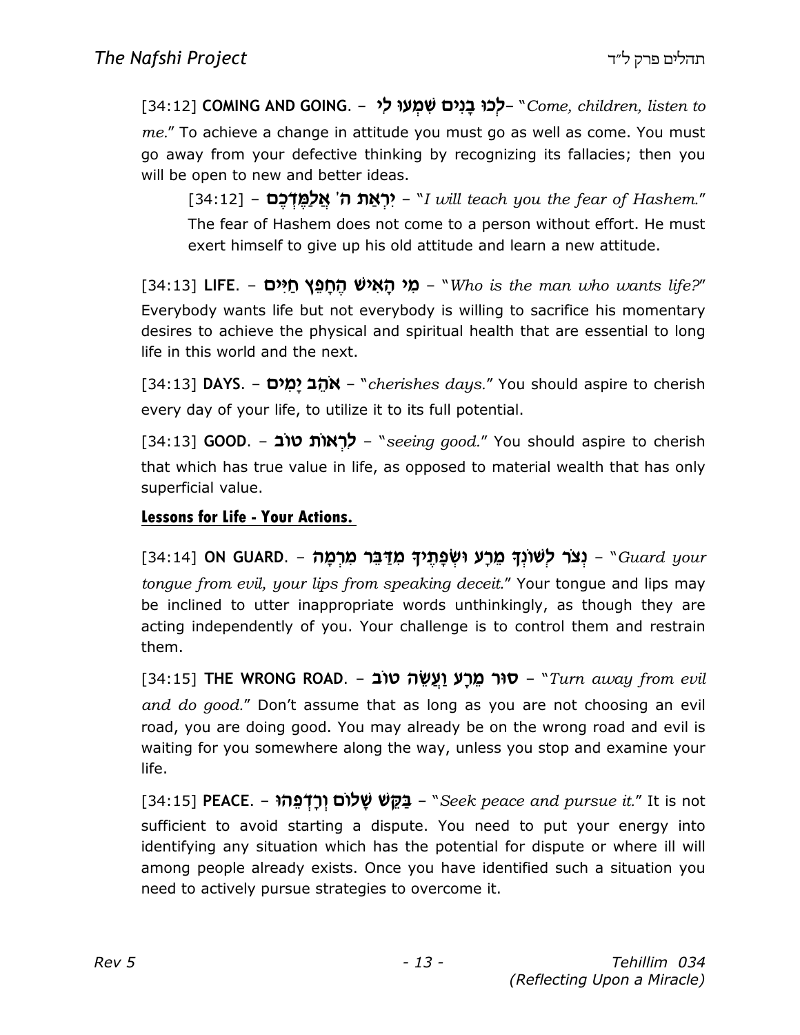[34:12] **COMING AND GOING**. – **לְכוּ בָנִים שִׁמְעוּ לִי**– "*Come, children, listen to me.*" To achieve a change in attitude you must go as well as come. You must go away from your defective thinking by recognizing its fallacies; then you will be open to new and better ideas.

> [34:12] – **יִרְאַת ה' אֲלַמֶּדְכֶם** – "*I will teach you the fear of Hashem.*" The fear of Hashem does not come to a person without effort. He must exert himself to give up his old attitude and learn a new attitude.

[34:13] **LIFE**. – **מִי הָאִישׁ הֶחָפֵץ חַיִּים** – "*Who is the man who wants life?*" Everybody wants life but not everybody is willing to sacrifice his momentary desires to achieve the physical and spiritual health that are essential to long life in this world and the next.

[34:13] **DAYS**. – **אֹהֵב יָמִים** – "*cherishes days.*" You should aspire to cherish every day of your life, to utilize it to its full potential.

[34:13] **GOOD**. – **לִרְאוֹת טוֹב** – "*seeing good.*" You should aspire to cherish that which has true value in life, as opposed to material wealth that has only superficial value.

## Lessons for Life - Your Actions.

[34:14] **ON GUARD**. – **נְצֹר לְשׁוֹנְךָ מֵרָע וּשְׂפָתֶיךָ מִדַּבֵּר מִרְמָה** – "*Guard your tongue from evil, your lips from speaking deceit.*" Your tongue and lips may be inclined to utter inappropriate words unthinkingly, as though they are acting independently of you. Your challenge is to control them and restrain them.

[34:15] **THE WRONG ROAD**. – **סוּר מֵרָע וַעֲשֵׂה טוֹב** – "*Turn away from evil and do good.*" Don't assume that as long as you are not choosing an evil road, you are doing good. You may already be on the wrong road and evil is waiting for you somewhere along the way, unless you stop and examine your life.

[34:15] **PEACE**. – **בַּקֵּשׁ שָׁלוֹם וְרָדְפֵהוּ** – "*Seek peace and pursue it.*" It is not sufficient to avoid starting a dispute. You need to put your energy into identifying any situation which has the potential for dispute or where ill will among people already exists. Once you have identified such a situation you need to actively pursue strategies to overcome it.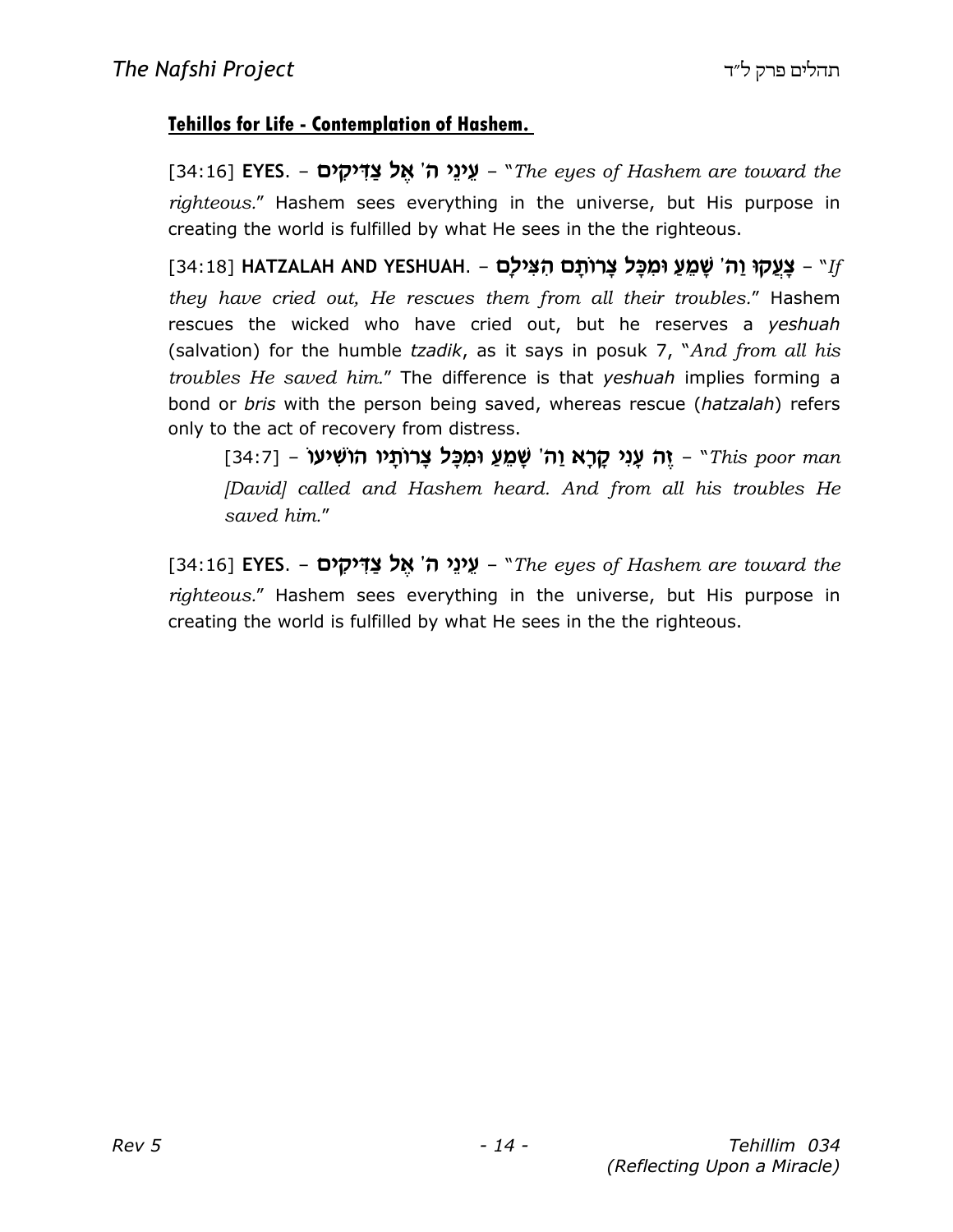**Tehillos for Life - Contemplation of Hashem.**

[34:16] **EYES.** – **עֵינֵי ה' אֶל צַדִּיקִים** – "*The eyes of Hashem are toward the righteous.*" Hashem sees everything in the universe, but His purpose in creating the world is fulfilled by what He sees in the the righteous.

[34:18] **HATZALAH AND YESHUAH.** – **צָעֲקוּ וַה' שָׁמֵעַ וּמִכָּל צָרוֹתָם הִצִּילָם** – "*If they have cried out, He rescues them from all their troubles.*" Hashem rescues the wicked who have cried out, but he reserves a *yeshuah* (salvation) for the humble *tzadik*, as it says in posuk 7, "*And from all his troubles He saved him.*" The difference is that *yeshuah* implies forming a bond or *bris* with the person being saved, whereas rescue (*hatzalah*) refers only to the act of recovery from distress.

> [34:7] – **זֶה עָנִי קָרָא וַה' שָׁמֵעַ וּמִכָּל צָרוֹתָיו הוֹשִׁיעוֹ** – "*This poor man [David] called and Hashem heard. And from all his troubles He saved him.*"

[34:16] **EYES.** – **עֵינֵי ה' אֶל צַדִּיקִים** – "*The eyes of Hashem are toward the righteous.*" Hashem sees everything in the universe, but His purpose in creating the world is fulfilled by what He sees in the the righteous.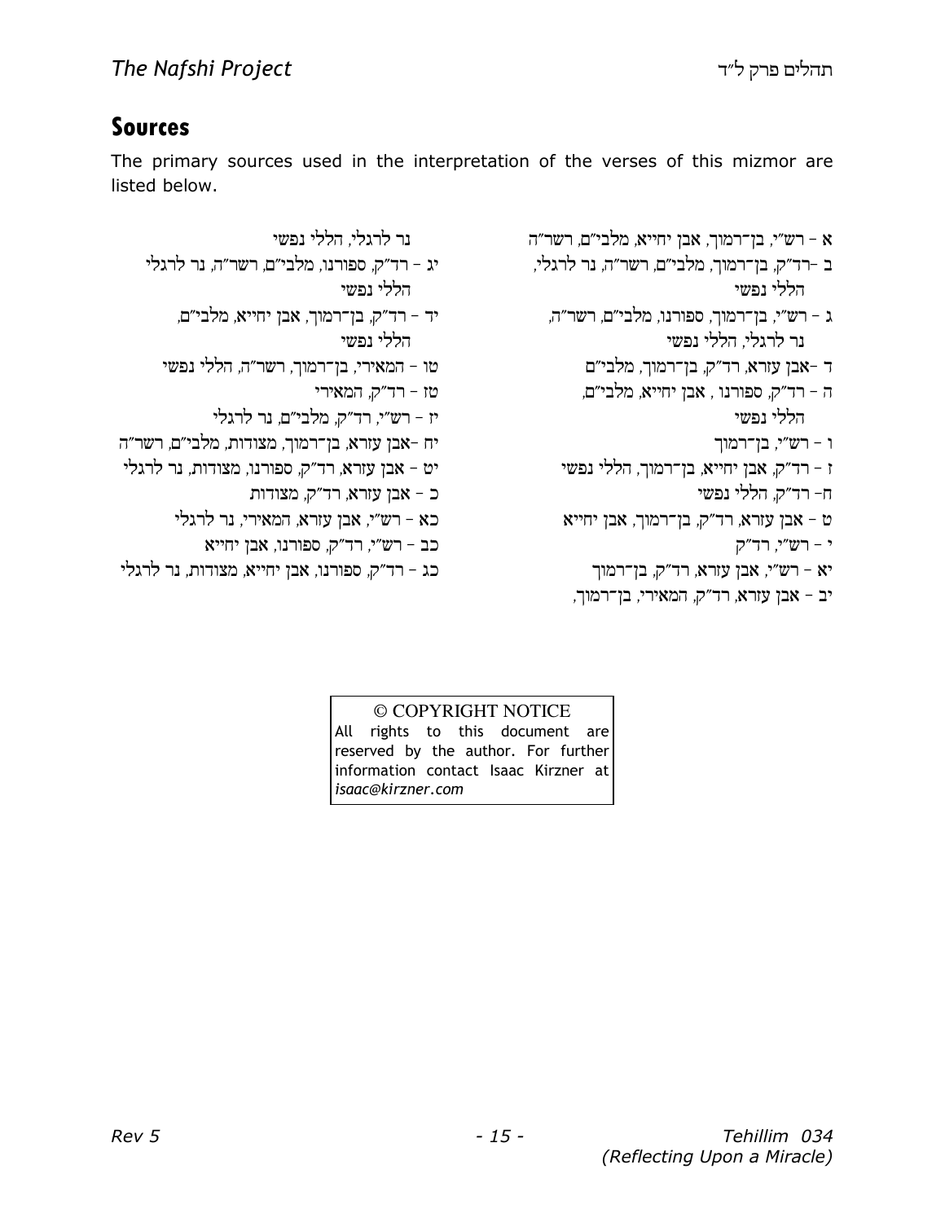## Sources

The primary sources used in the interpretation of the verses of this mizmor are listed below.

א – רש״י, בן־רמוך, אבן יחייא, מלבי״ם, רשר״ה
ב –רד״ק, בן־רמוך, מלבי״ם, רשר״ה, נר לרגלי, הללי נפשי
ג – רש״י, בן־רמוך, ספורנו, מלבי״ם, רשר״ה, נר לרגלי, הללי נפשי
ד –אבן עזרא, רד״ק, בן־רמוך, מלבי״ם
ה – רד״ק, ספורנו , אבן יחייא, מלבי״ם, הללי נפשי
ו – רש״י, בן־רמוך
ז – רד״ק, אבן יחייא, בן־רמוך, הללי נפשי
ח– רד״ק, הללי נפשי
ט – אבן עזרא, רד״ק, בן־רמוך, אבן יחייא
י – רש״י, רד״ק
יא – רש״י, אבן עזרא, רד״ק, בן־רמוך
יב – אבן עזרא, רד״ק, המאירי, בן־רמוך, נר לרגלי, הללי נפשי
יג – רד״ק, ספורנו, מלבי״ם, רשר״ה, נר לרגלי הללי נפשי
יד – רד״ק, בן־רמוך, אבן יחייא, מלבי״ם, הללי נפשי
טו – המאירי, בן־רמוך, רשר״ה, הללי נפשי
טז – רד״ק, המאירי
יז – רש״י, רד״ק, מלבי״ם, נר לרגלי
יח –אבן עזרא, בן־רמוך, מצודות, מלבי״ם, רשר״ה
יט – אבן עזרא, רד״ק, ספורנו, מצודות, נר לרגלי
כ – אבן עזרא, רד״ק, מצודות
כא – רש״י, אבן עזרא, המאירי, נר לרגלי
כב – רש״י, רד״ק, ספורנו, אבן יחייא
כג – רד״ק, ספורנו, אבן יחייא, מצודות, נר לרגלי

© COPYRIGHT NOTICE
All rights to this document are reserved by the author. For further information contact Isaac Kirzner at *isaac@kirzner.com*